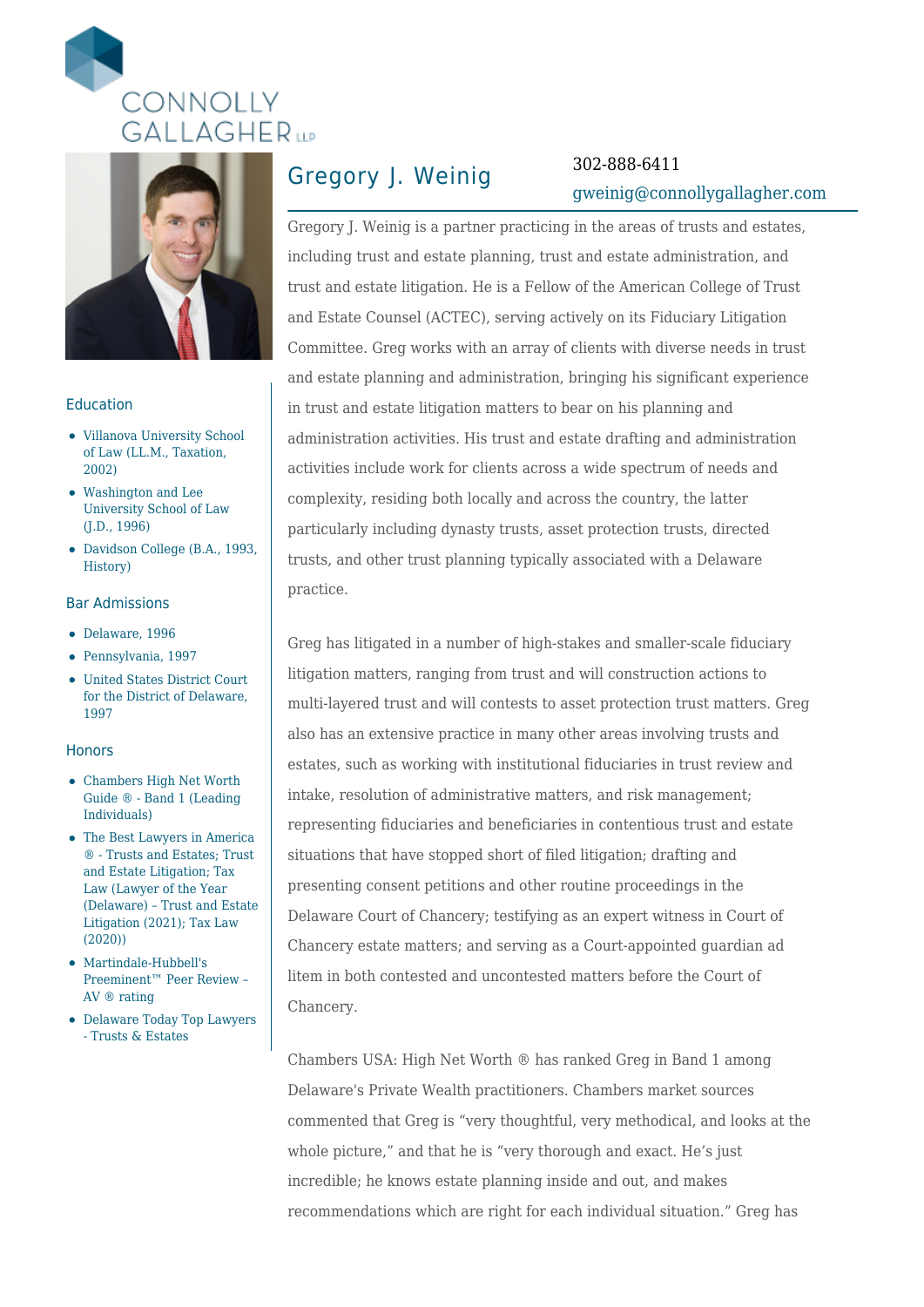# Gregory J. Weinig

302-888-6411

gweinig@connollygallagher.com

Gregory J. Weinig is a partner practicing in the areas of trusts and estates, including trust and estate planning, trust and estate administration, and trust and estate litigation. He is a Fellow of the American College of Trust and Estate Counsel (ACTEC), serving actively on its Fiduciary Litigation Committee. Greg works with an array of clients with diverse needs in trust and estate planning and administration, bringing his significant experience in trust and estate litigation matters to bear on his planning and administration activities. His trust and estate drafting and administration activities include work for clients across a wide spectrum of needs and complexity, residing both locally and across the country, the latter particularly including dynasty trusts, asset protection trusts, directed trusts, and other trust planning typically associated with a Delaware practice.

Greg has litigated in a number of high-stakes and smaller-scale fiduciary litigation matters, ranging from trust and will construction actions to multi-layered trust and will contests to asset protection trust matters. Greg also has an extensive practice in many other areas involving trusts and estates, such as working with institutional fiduciaries in trust review and intake, resolution of administrative matters, and risk management; representing fiduciaries and beneficiaries in contentious trust and estate situations that have stopped short of filed litigation; drafting and presenting consent petitions and other routine proceedings in the Delaware Court of Chancery; testifying as an expert witness in Court of Chancery estate matters; and serving as a Court-appointed guardian ad litem in both contested and uncontested matters before the Court of Chancery.

Chambers USA: High Net Worth ® has ranked Greg in Band 1 among Delaware's Private Wealth practitioners. Chambers market sources commented that Greg is “very thoughtful, very methodical, and looks at the whole picture,” and that he is “very thorough and exact. He’s just incredible; he knows estate planning inside and out, and makes recommendations which are right for each individual situation.” Greg has

## Education

- Villanova University School of Law (LL.M., Taxation, 2002)
- Washington and Lee University School of Law (J.D., 1996)
- Davidson College (B.A., 1993, History)

## Bar Admissions

- Delaware, 1996
- Pennsylvania, 1997
- United States District Court for the District of Delaware, 1997

## Honors

- Chambers High Net Worth Guide ® - Band 1 (Leading Individuals)
- The Best Lawyers in America ® - Trusts and Estates; Trust and Estate Litigation; Tax Law (Lawyer of the Year (Delaware) – Trust and Estate Litigation (2021); Tax Law (2020))
- Martindale-Hubbell's Preeminent™ Peer Review – AV ® rating
- Delaware Today Top Lawyers - Trusts & Estates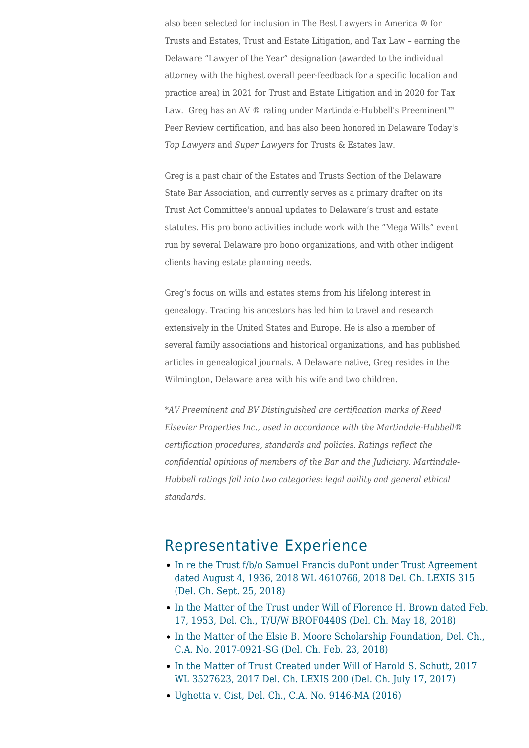also been selected for inclusion in The Best Lawyers in America ® for Trusts and Estates, Trust and Estate Litigation, and Tax Law – earning the Delaware “Lawyer of the Year” designation (awarded to the individual attorney with the highest overall peer-feedback for a specific location and practice area) in 2021 for Trust and Estate Litigation and in 2020 for Tax Law.  Greg has an AV ® rating under Martindale-Hubbell's Preeminent™ Peer Review certification, and has also been honored in Delaware Today's *Top Lawyers* and *Super Lawyers* for Trusts & Estates law.

Greg is a past chair of the Estates and Trusts Section of the Delaware State Bar Association, and currently serves as a primary drafter on its Trust Act Committee's annual updates to Delaware’s trust and estate statutes. His pro bono activities include work with the “Mega Wills” event run by several Delaware pro bono organizations, and with other indigent clients having estate planning needs.

Greg’s focus on wills and estates stems from his lifelong interest in genealogy. Tracing his ancestors has led him to travel and research extensively in the United States and Europe. He is also a member of several family associations and historical organizations, and has published articles in genealogical journals. A Delaware native, Greg resides in the Wilmington, Delaware area with his wife and two children.

*\*AV Preeminent and BV Distinguished are certification marks of Reed Elsevier Properties Inc., used in accordance with the Martindale-Hubbell® certification procedures, standards and policies. Ratings reflect the confidential opinions of members of the Bar and the Judiciary. Martindale-Hubbell ratings fall into two categories: legal ability and general ethical standards.*

## Representative Experience

- In re the Trust f/b/o Samuel Francis duPont under Trust Agreement dated August 4, 1936, 2018 WL 4610766, 2018 Del. Ch. LEXIS 315 (Del. Ch. Sept. 25, 2018)
- In the Matter of the Trust under Will of Florence H. Brown dated Feb. 17, 1953, Del. Ch., T/U/W BROF0440S (Del. Ch. May 18, 2018)
- In the Matter of the Elsie B. Moore Scholarship Foundation, Del. Ch., C.A. No. 2017-0921-SG (Del. Ch. Feb. 23, 2018)
- In the Matter of Trust Created under Will of Harold S. Schutt, 2017 WL 3527623, 2017 Del. Ch. LEXIS 200 (Del. Ch. July 17, 2017)
- Ughetta v. Cist, Del. Ch., C.A. No. 9146-MA (2016)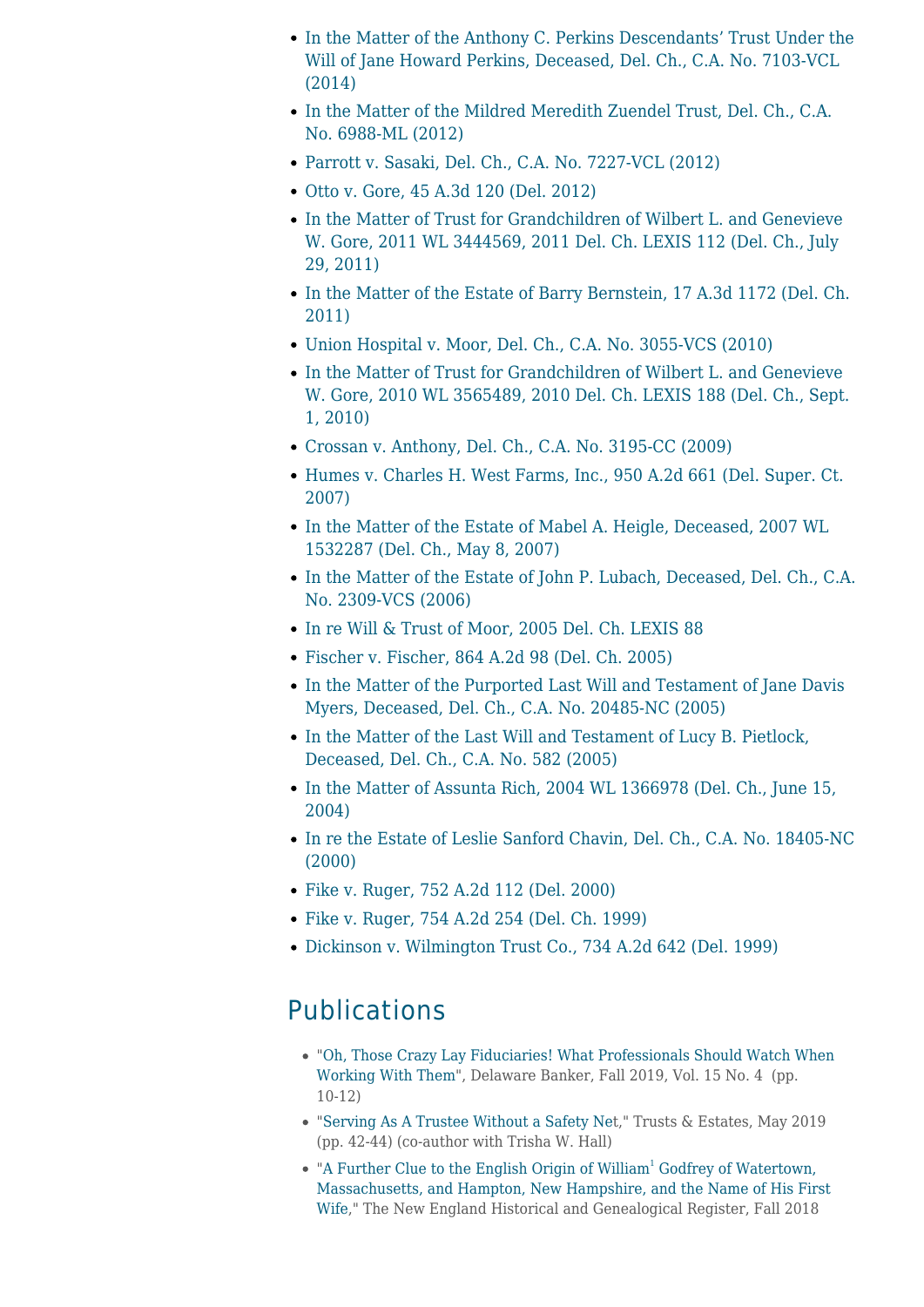- In the Matter of the Anthony C. Perkins Descendants' Trust Under the Will of Jane Howard Perkins, Deceased, Del. Ch., C.A. No. 7103-VCL (2014)
- In the Matter of the Mildred Meredith Zuendel Trust, Del. Ch., C.A. No. 6988-ML (2012)
- Parrott v. Sasaki, Del. Ch., C.A. No. 7227-VCL (2012)
- Otto v. Gore, 45 A.3d 120 (Del. 2012)
- In the Matter of Trust for Grandchildren of Wilbert L. and Genevieve W. Gore, 2011 WL 3444569, 2011 Del. Ch. LEXIS 112 (Del. Ch., July 29, 2011)
- In the Matter of the Estate of Barry Bernstein, 17 A.3d 1172 (Del. Ch. 2011)
- Union Hospital v. Moor, Del. Ch., C.A. No. 3055-VCS (2010)
- In the Matter of Trust for Grandchildren of Wilbert L. and Genevieve W. Gore, 2010 WL 3565489, 2010 Del. Ch. LEXIS 188 (Del. Ch., Sept. 1, 2010)
- Crossan v. Anthony, Del. Ch., C.A. No. 3195-CC (2009)
- Humes v. Charles H. West Farms, Inc., 950 A.2d 661 (Del. Super. Ct. 2007)
- In the Matter of the Estate of Mabel A. Heigle, Deceased, 2007 WL 1532287 (Del. Ch., May 8, 2007)
- In the Matter of the Estate of John P. Lubach, Deceased, Del. Ch., C.A. No. 2309-VCS (2006)
- In re Will & Trust of Moor, 2005 Del. Ch. LEXIS 88
- Fischer v. Fischer, 864 A.2d 98 (Del. Ch. 2005)
- In the Matter of the Purported Last Will and Testament of Jane Davis Myers, Deceased, Del. Ch., C.A. No. 20485-NC (2005)
- In the Matter of the Last Will and Testament of Lucy B. Pietlock, Deceased, Del. Ch., C.A. No. 582 (2005)
- In the Matter of Assunta Rich, 2004 WL 1366978 (Del. Ch., June 15, 2004)
- In re the Estate of Leslie Sanford Chavin, Del. Ch., C.A. No. 18405-NC (2000)
- Fike v. Ruger, 752 A.2d 112 (Del. 2000)
- Fike v. Ruger, 754 A.2d 254 (Del. Ch. 1999)
- Dickinson v. Wilmington Trust Co., 734 A.2d 642 (Del. 1999)

## Publications

- "Oh, Those Crazy Lay Fiduciaries! What Professionals Should Watch When Working With Them", Delaware Banker, Fall 2019, Vol. 15 No. 4 (pp. 10-12)
- "Serving As A Trustee Without a Safety Net," Trusts & Estates, May 2019 (pp. 42-44) (co-author with Trisha W. Hall)
- "A Further Clue to the English Origin of William[1] Godfrey of Watertown, Massachusetts, and Hampton, New Hampshire, and the Name of His First Wife," The New England Historical and Genealogical Register, Fall 2018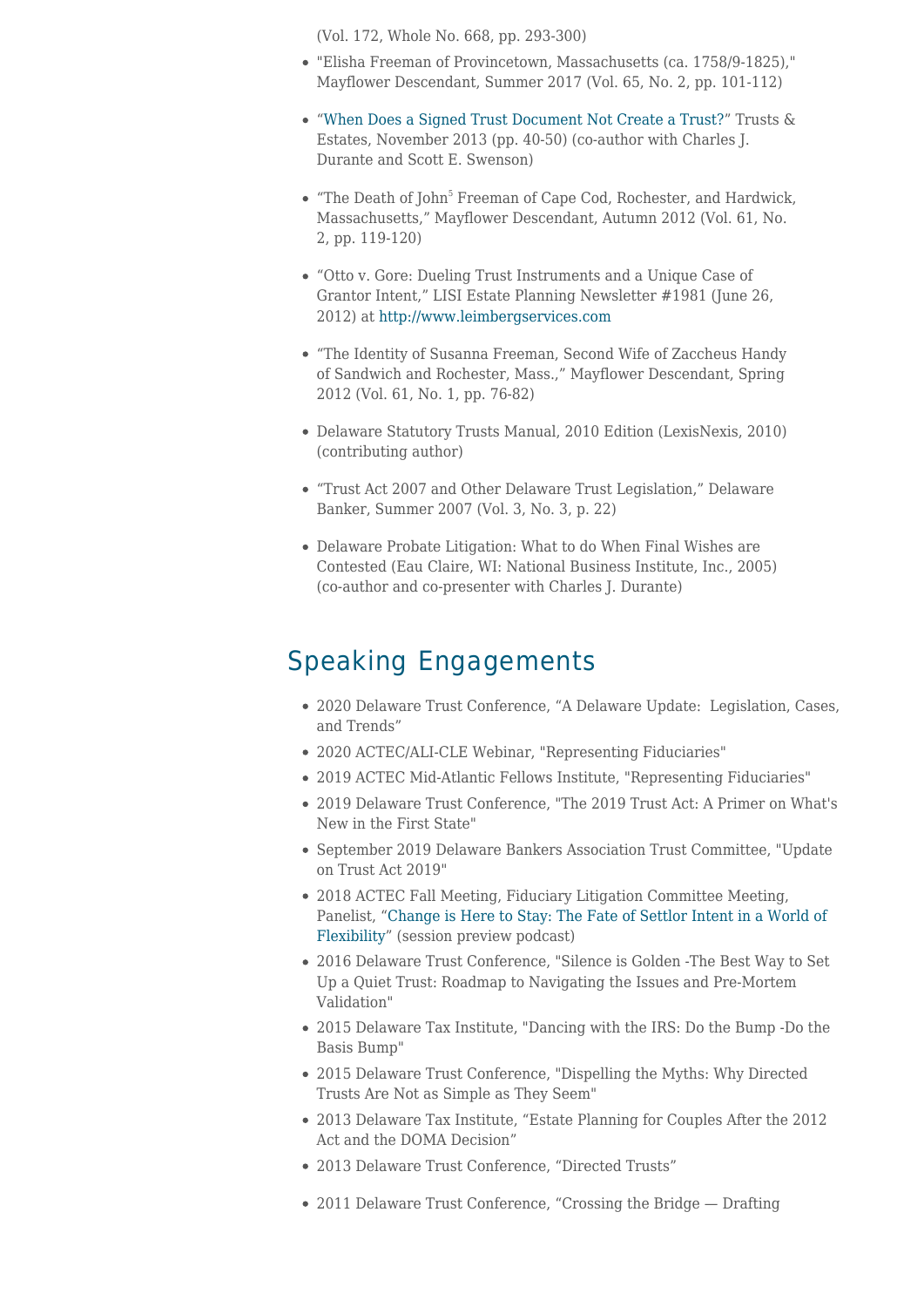(Vol. 172, Whole No. 668, pp. 293-300)

- "Elisha Freeman of Provincetown, Massachusetts (ca. 1758/9-1825)," Mayflower Descendant, Summer 2017 (Vol. 65, No. 2, pp. 101-112)
- "When Does a Signed Trust Document Not Create a Trust?" Trusts & Estates, November 2013 (pp. 40-50) (co-author with Charles J. Durante and Scott E. Swenson)
- "The Death of John[5] Freeman of Cape Cod, Rochester, and Hardwick, Massachusetts," Mayflower Descendant, Autumn 2012 (Vol. 61, No. 2, pp. 119-120)
- "Otto v. Gore: Dueling Trust Instruments and a Unique Case of Grantor Intent," LISI Estate Planning Newsletter #1981 (June 26, 2012) at http://www.leimbergservices.com
- "The Identity of Susanna Freeman, Second Wife of Zaccheus Handy of Sandwich and Rochester, Mass.," Mayflower Descendant, Spring 2012 (Vol. 61, No. 1, pp. 76-82)
- Delaware Statutory Trusts Manual, 2010 Edition (LexisNexis, 2010) (contributing author)
- "Trust Act 2007 and Other Delaware Trust Legislation," Delaware Banker, Summer 2007 (Vol. 3, No. 3, p. 22)
- Delaware Probate Litigation: What to do When Final Wishes are Contested (Eau Claire, WI: National Business Institute, Inc., 2005) (co-author and co-presenter with Charles J. Durante)

## Speaking Engagements

- 2020 Delaware Trust Conference, "A Delaware Update: Legislation, Cases, and Trends"
- 2020 ACTEC/ALI-CLE Webinar, "Representing Fiduciaries"
- 2019 ACTEC Mid-Atlantic Fellows Institute, "Representing Fiduciaries"
- 2019 Delaware Trust Conference, "The 2019 Trust Act: A Primer on What's New in the First State"
- September 2019 Delaware Bankers Association Trust Committee, "Update on Trust Act 2019"
- 2018 ACTEC Fall Meeting, Fiduciary Litigation Committee Meeting, Panelist, "Change is Here to Stay: The Fate of Settlor Intent in a World of Flexibility" (session preview podcast)
- 2016 Delaware Trust Conference, "Silence is Golden -The Best Way to Set Up a Quiet Trust: Roadmap to Navigating the Issues and Pre-Mortem Validation"
- 2015 Delaware Tax Institute, "Dancing with the IRS: Do the Bump -Do the Basis Bump"
- 2015 Delaware Trust Conference, "Dispelling the Myths: Why Directed Trusts Are Not as Simple as They Seem"
- 2013 Delaware Tax Institute, "Estate Planning for Couples After the 2012 Act and the DOMA Decision"
- 2013 Delaware Trust Conference, "Directed Trusts"
- 2011 Delaware Trust Conference, "Crossing the Bridge — Drafting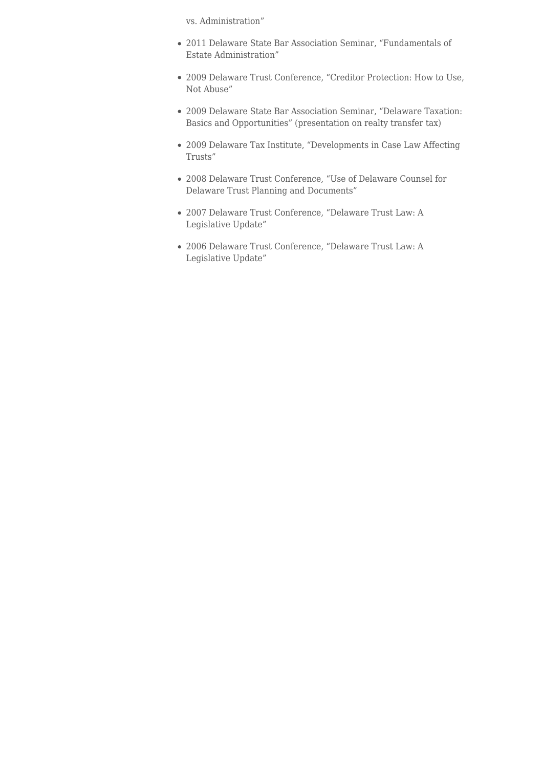vs. Administration"

- 2011 Delaware State Bar Association Seminar, "Fundamentals of Estate Administration"
- 2009 Delaware Trust Conference, "Creditor Protection: How to Use, Not Abuse"
- 2009 Delaware State Bar Association Seminar, "Delaware Taxation: Basics and Opportunities" (presentation on realty transfer tax)
- 2009 Delaware Tax Institute, "Developments in Case Law Affecting Trusts"
- 2008 Delaware Trust Conference, "Use of Delaware Counsel for Delaware Trust Planning and Documents"
- 2007 Delaware Trust Conference, "Delaware Trust Law: A Legislative Update"
- 2006 Delaware Trust Conference, "Delaware Trust Law: A Legislative Update"